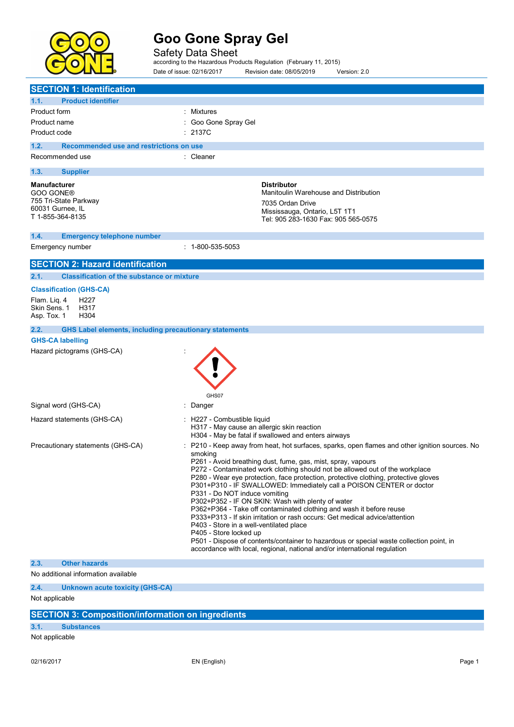# Goo Gone Spray Gel

Safety Data Sheet

according to the Hazardous Products Regulation (February 11, 2015)

Date of issue: 02/16/2017 Revision date: 08/05/2019 Version: 2.0

## SECTION 1: Identification

### 1.1. Product identifier

| | |
|---|---|
| Product form | : Mixtures |
| Product name | : Goo Gone Spray Gel |
| Product code | : 2137C |

### 1.2. Recommended use and restrictions on use

| | |
|---|---|
| Recommended use | : Cleaner |

### 1.3. Supplier

**Manufacturer**
GOO GONE®
755 Tri-State Parkway
60031 Gurnee, IL
T 1-855-364-8135

**Distributor**
Manitoulin Warehouse and Distribution
7035 Ordan Drive
Mississauga, Ontario, L5T 1T1
Tel: 905 283-1630 Fax: 905 565-0575

### 1.4. Emergency telephone number

| | |
|---|---|
| Emergency number | : 1-800-535-5053 |

## SECTION 2: Hazard identification

### 2.1. Classification of the substance or mixture

**Classification (GHS-CA)**

Flam. Liq. 4 H227
Skin Sens. 1 H317
Asp. Tox. 1 H304

### 2.2. GHS Label elements, including precautionary statements

**GHS-CA labelling**

Hazard pictograms (GHS-CA) :

GHS07

Signal word (GHS-CA) : Danger

Hazard statements (GHS-CA) :
H227 - Combustible liquid
H317 - May cause an allergic skin reaction
H304 - May be fatal if swallowed and enters airways

Precautionary statements (GHS-CA) :
P210 - Keep away from heat, hot surfaces, sparks, open flames and other ignition sources. No smoking
P261 - Avoid breathing dust, fume, gas, mist, spray, vapours
P272 - Contaminated work clothing should not be allowed out of the workplace
P280 - Wear eye protection, face protection, protective clothing, protective gloves
P301+P310 - IF SWALLOWED: Immediately call a POISON CENTER or doctor
P331 - Do NOT induce vomiting
P302+P352 - IF ON SKIN: Wash with plenty of water
P362+P364 - Take off contaminated clothing and wash it before reuse
P333+P313 - If skin irritation or rash occurs: Get medical advice/attention
P403 - Store in a well-ventilated place
P405 - Store locked up
P501 - Dispose of contents/container to hazardous or special waste collection point, in accordance with local, regional, national and/or international regulation

### 2.3. Other hazards

No additional information available

### 2.4. Unknown acute toxicity (GHS-CA)

Not applicable

## SECTION 3: Composition/information on ingredients

### 3.1. Substances

Not applicable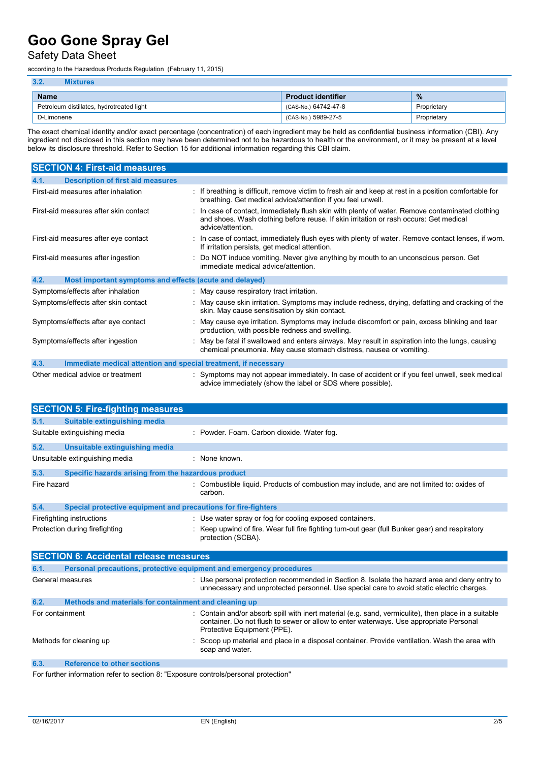### 3.2. Mixtures

| Name | Product identifier | % |
|---|---|---|
| Petroleum distillates, hydrotreated light | (CAS-No.) 64742-47-8 | Proprietary |
| D-Limonene | (CAS-No.) 5989-27-5 | Proprietary |

The exact chemical identity and/or exact percentage (concentration) of each ingredient may be held as confidential business information (CBI). Any ingredient not disclosed in this section may have been determined not to be hazardous to health or the environment, or it may be present at a level below its disclosure threshold. Refer to Section 15 for additional information regarding this CBI claim.

## SECTION 4: First-aid measures

### 4.1. Description of first aid measures

First-aid measures after inhalation : If breathing is difficult, remove victim to fresh air and keep at rest in a position comfortable for breathing. Get medical advice/attention if you feel unwell.

First-aid measures after skin contact : In case of contact, immediately flush skin with plenty of water. Remove contaminated clothing and shoes. Wash clothing before reuse. If skin irritation or rash occurs: Get medical advice/attention.

First-aid measures after eye contact : In case of contact, immediately flush eyes with plenty of water. Remove contact lenses, if worn. If irritation persists, get medical attention.

First-aid measures after ingestion : Do NOT induce vomiting. Never give anything by mouth to an unconscious person. Get immediate medical advice/attention.

### 4.2. Most important symptoms and effects (acute and delayed)

Symptoms/effects after inhalation : May cause respiratory tract irritation.

Symptoms/effects after skin contact : May cause skin irritation. Symptoms may include redness, drying, defatting and cracking of the skin. May cause sensitisation by skin contact.

Symptoms/effects after eye contact : May cause eye irritation. Symptoms may include discomfort or pain, excess blinking and tear production, with possible redness and swelling.

Symptoms/effects after ingestion : May be fatal if swallowed and enters airways. May result in aspiration into the lungs, causing chemical pneumonia. May cause stomach distress, nausea or vomiting.

### 4.3. Immediate medical attention and special treatment, if necessary

Other medical advice or treatment : Symptoms may not appear immediately. In case of accident or if you feel unwell, seek medical advice immediately (show the label or SDS where possible).

## SECTION 5: Fire-fighting measures

### 5.1. Suitable extinguishing media

Suitable extinguishing media : Powder. Foam. Carbon dioxide. Water fog.

### 5.2. Unsuitable extinguishing media

Unsuitable extinguishing media : None known.

### 5.3. Specific hazards arising from the hazardous product

Fire hazard : Combustible liquid. Products of combustion may include, and are not limited to: oxides of carbon.

### 5.4. Special protective equipment and precautions for fire-fighters

Firefighting instructions : Use water spray or fog for cooling exposed containers.

Protection during firefighting : Keep upwind of fire. Wear full fire fighting turn-out gear (full Bunker gear) and respiratory protection (SCBA).

## SECTION 6: Accidental release measures

### 6.1. Personal precautions, protective equipment and emergency procedures

General measures : Use personal protection recommended in Section 8. Isolate the hazard area and deny entry to unnecessary and unprotected personnel. Use special care to avoid static electric charges.

### 6.2. Methods and materials for containment and cleaning up

For containment : Contain and/or absorb spill with inert material (e.g. sand, vermiculite), then place in a suitable container. Do not flush to sewer or allow to enter waterways. Use appropriate Personal Protective Equipment (PPE).

Methods for cleaning up : Scoop up material and place in a disposal container. Provide ventilation. Wash the area with soap and water.

### 6.3. Reference to other sections

For further information refer to section 8: "Exposure controls/personal protection"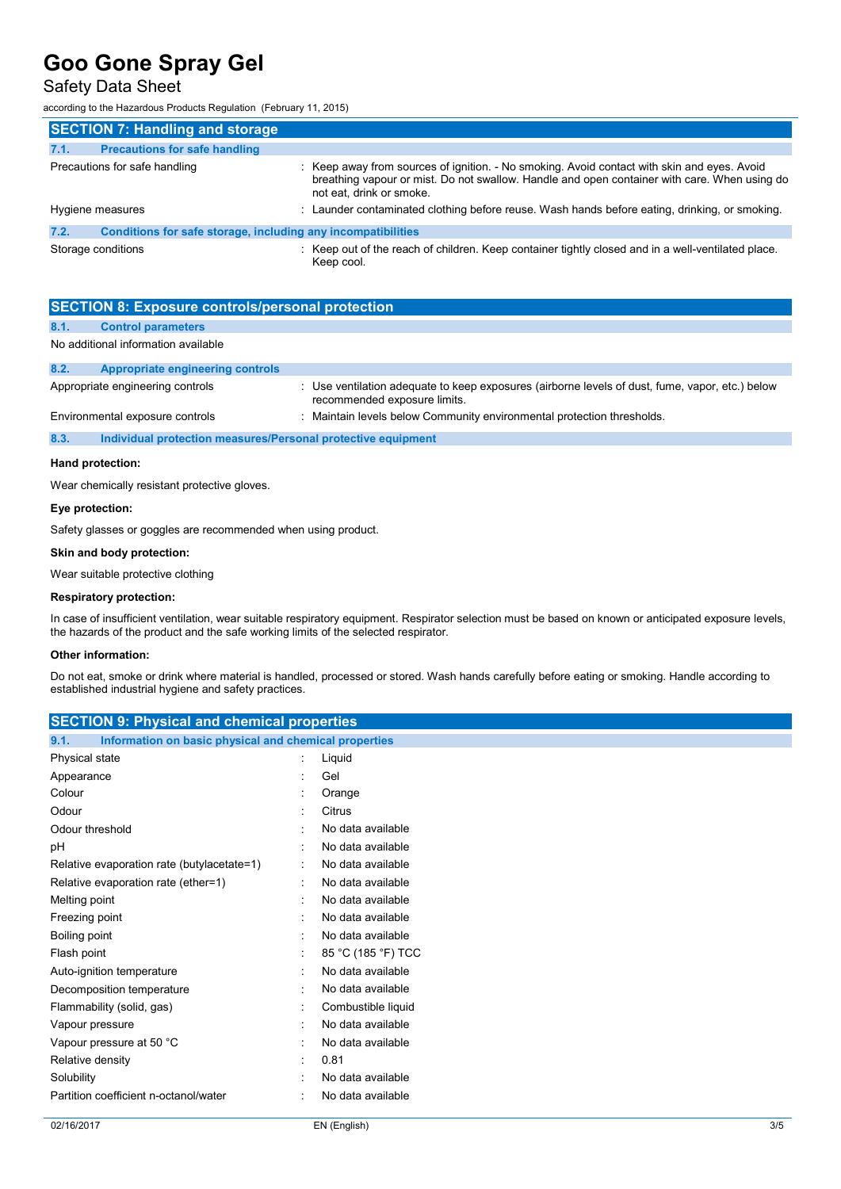## SECTION 7: Handling and storage

### 7.1. Precautions for safe handling

| | |
|---|---|
| Precautions for safe handling | : Keep away from sources of ignition. - No smoking. Avoid contact with skin and eyes. Avoid breathing vapour or mist. Do not swallow. Handle and open container with care. When using do not eat, drink or smoke. |
| Hygiene measures | : Launder contaminated clothing before reuse. Wash hands before eating, drinking, or smoking. |

### 7.2. Conditions for safe storage, including any incompatibilities

| | |
|---|---|
| Storage conditions | : Keep out of the reach of children. Keep container tightly closed and in a well-ventilated place. Keep cool. |

## SECTION 8: Exposure controls/personal protection

### 8.1. Control parameters

No additional information available

### 8.2. Appropriate engineering controls

| | |
|---|---|
| Appropriate engineering controls | : Use ventilation adequate to keep exposures (airborne levels of dust, fume, vapor, etc.) below recommended exposure limits. |
| Environmental exposure controls | : Maintain levels below Community environmental protection thresholds. |

### 8.3. Individual protection measures/Personal protective equipment

**Hand protection:**

Wear chemically resistant protective gloves.

**Eye protection:**

Safety glasses or goggles are recommended when using product.

**Skin and body protection:**

Wear suitable protective clothing

**Respiratory protection:**

In case of insufficient ventilation, wear suitable respiratory equipment. Respirator selection must be based on known or anticipated exposure levels, the hazards of the product and the safe working limits of the selected respirator.

**Other information:**

Do not eat, smoke or drink where material is handled, processed or stored. Wash hands carefully before eating or smoking. Handle according to established industrial hygiene and safety practices.

## SECTION 9: Physical and chemical properties

### 9.1. Information on basic physical and chemical properties

| | |
|---|---|
| Physical state | : Liquid |
| Appearance | : Gel |
| Colour | : Orange |
| Odour | : Citrus |
| Odour threshold | : No data available |
| pH | : No data available |
| Relative evaporation rate (butylacetate=1) | : No data available |
| Relative evaporation rate (ether=1) | : No data available |
| Melting point | : No data available |
| Freezing point | : No data available |
| Boiling point | : No data available |
| Flash point | : 85 °C (185 °F) TCC |
| Auto-ignition temperature | : No data available |
| Decomposition temperature | : No data available |
| Flammability (solid, gas) | : Combustible liquid |
| Vapour pressure | : No data available |
| Vapour pressure at 50 °C | : No data available |
| Relative density | : 0.81 |
| Solubility | : No data available |
| Partition coefficient n-octanol/water | : No data available |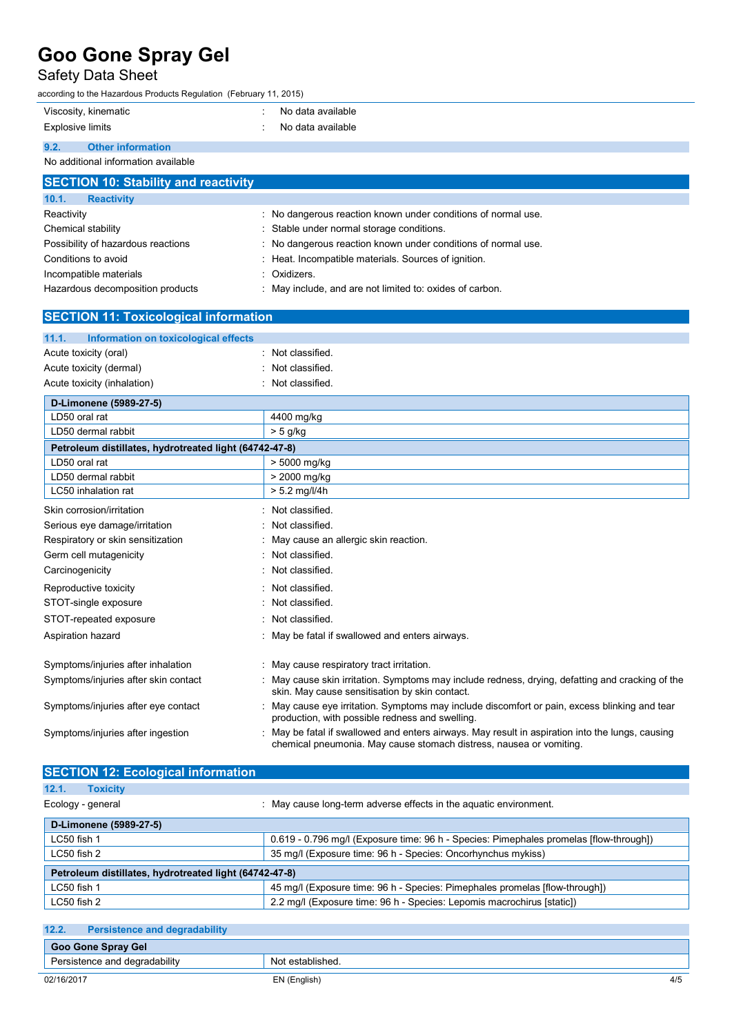| | | |
|---|---|---|
| Viscosity, kinematic | : | No data available |
| Explosive limits | : | No data available |

### 9.2. Other information

No additional information available

## SECTION 10: Stability and reactivity

### 10.1. Reactivity

| | |
|---|---|
| Reactivity | : No dangerous reaction known under conditions of normal use. |
| Chemical stability | : Stable under normal storage conditions. |
| Possibility of hazardous reactions | : No dangerous reaction known under conditions of normal use. |
| Conditions to avoid | : Heat. Incompatible materials. Sources of ignition. |
| Incompatible materials | : Oxidizers. |
| Hazardous decomposition products | : May include, and are not limited to: oxides of carbon. |

## SECTION 11: Toxicological information

### 11.1. Information on toxicological effects

| | |
|---|---|
| Acute toxicity (oral) | : Not classified. |
| Acute toxicity (dermal) | : Not classified. |
| Acute toxicity (inhalation) | : Not classified. |

| D-Limonene (5989-27-5) | |
|---|---|
| LD50 oral rat | 4400 mg/kg |
| LD50 dermal rabbit | > 5 g/kg |
| **Petroleum distillates, hydrotreated light (64742-47-8)** | |
| LD50 oral rat | > 5000 mg/kg |
| LD50 dermal rabbit | > 2000 mg/kg |
| LC50 inhalation rat | > 5.2 mg/l/4h |

| | |
|---|---|
| Skin corrosion/irritation | : Not classified. |
| Serious eye damage/irritation | : Not classified. |
| Respiratory or skin sensitization | : May cause an allergic skin reaction. |
| Germ cell mutagenicity | : Not classified. |
| Carcinogenicity | : Not classified. |
| Reproductive toxicity | : Not classified. |
| STOT-single exposure | : Not classified. |
| STOT-repeated exposure | : Not classified. |
| Aspiration hazard | : May be fatal if swallowed and enters airways. |
| Symptoms/injuries after inhalation | : May cause respiratory tract irritation. |
| Symptoms/injuries after skin contact | : May cause skin irritation. Symptoms may include redness, drying, defatting and cracking of the skin. May cause sensitisation by skin contact. |
| Symptoms/injuries after eye contact | : May cause eye irritation. Symptoms may include discomfort or pain, excess blinking and tear production, with possible redness and swelling. |
| Symptoms/injuries after ingestion | : May be fatal if swallowed and enters airways. May result in aspiration into the lungs, causing chemical pneumonia. May cause stomach distress, nausea or vomiting. |

## SECTION 12: Ecological information

### 12.1. Toxicity

| | |
|---|---|
| Ecology - general | : May cause long-term adverse effects in the aquatic environment. |

| D-Limonene (5989-27-5) | |
|---|---|
| LC50 fish 1 | 0.619 - 0.796 mg/l (Exposure time: 96 h - Species: Pimephales promelas [flow-through]) |
| LC50 fish 2 | 35 mg/l (Exposure time: 96 h - Species: Oncorhynchus mykiss) |
| **Petroleum distillates, hydrotreated light (64742-47-8)** | |
| LC50 fish 1 | 45 mg/l (Exposure time: 96 h - Species: Pimephales promelas [flow-through]) |
| LC50 fish 2 | 2.2 mg/l (Exposure time: 96 h - Species: Lepomis macrochirus [static]) |

### 12.2. Persistence and degradability

| Goo Gone Spray Gel | |
|---|---|
| Persistence and degradability | Not established. |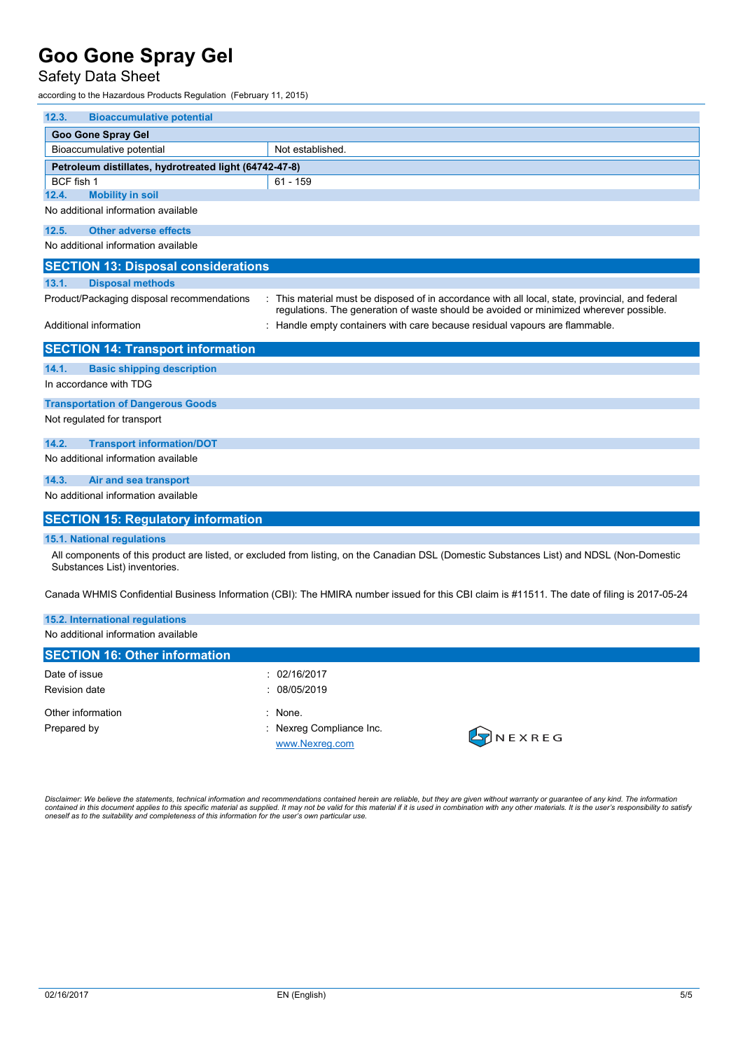### 12.3. Bioaccumulative potential

| Goo Gone Spray Gel | |
|---|---|
| Bioaccumulative potential | Not established. |
| **Petroleum distillates, hydrotreated light (64742-47-8)** | |
| BCF fish 1 | 61 - 159 |

### 12.4. Mobility in soil

No additional information available

### 12.5. Other adverse effects

No additional information available

## SECTION 13: Disposal considerations

### 13.1. Disposal methods

Product/Packaging disposal recommendations : This material must be disposed of in accordance with all local, state, provincial, and federal regulations. The generation of waste should be avoided or minimized wherever possible.

Additional information : Handle empty containers with care because residual vapours are flammable.

## SECTION 14: Transport information

### 14.1. Basic shipping description

In accordance with TDG

### Transportation of Dangerous Goods

Not regulated for transport

### 14.2. Transport information/DOT

No additional information available

### 14.3. Air and sea transport

No additional information available

## SECTION 15: Regulatory information

### 15.1. National regulations

All components of this product are listed, or excluded from listing, on the Canadian DSL (Domestic Substances List) and NDSL (Non-Domestic Substances List) inventories.

Canada WHMIS Confidential Business Information (CBI): The HMIRA number issued for this CBI claim is #11511. The date of filing is 2017-05-24

### 15.2. International regulations

No additional information available

## SECTION 16: Other information

Date of issue : 02/16/2017

Revision date : 08/05/2019

Other information : None.

Prepared by : Nexreg Compliance Inc.
www.Nexreg.com

NEXREG

*Disclaimer: We believe the statements, technical information and recommendations contained herein are reliable, but they are given without warranty or guarantee of any kind. The information contained in this document applies to this specific material as supplied. It may not be valid for this material if it is used in combination with any other materials. It is the user's responsibility to satisfy oneself as to the suitability and completeness of this information for the user's own particular use.*